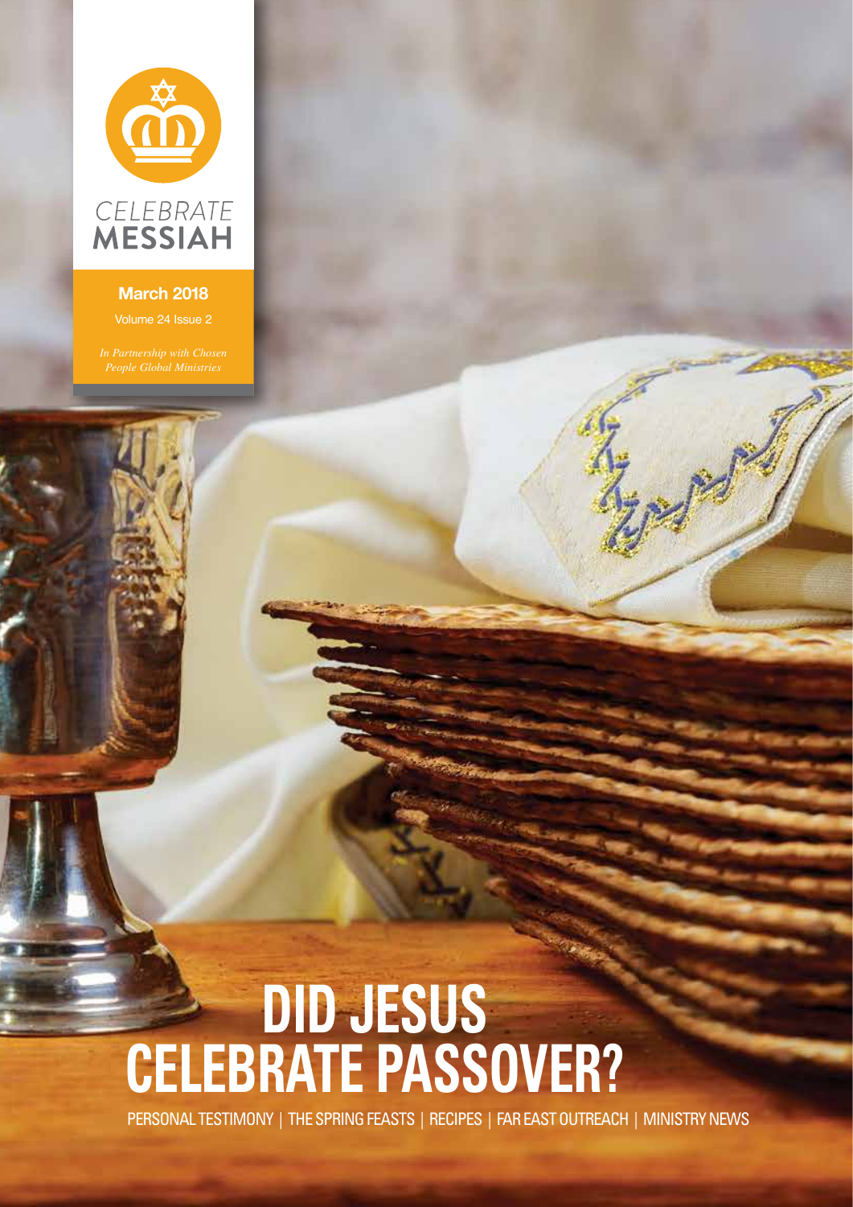CELEBRATE
**MESSIAH**

**March 2018**

Volume 24 Issue 2

*In Partnership with Chosen People Global Ministries*

# DID JESUS CELEBRATE PASSOVER?

PERSONAL TESTIMONY | THE SPRING FEASTS | RECIPES | FAR EAST OUTREACH | MINISTRY NEWS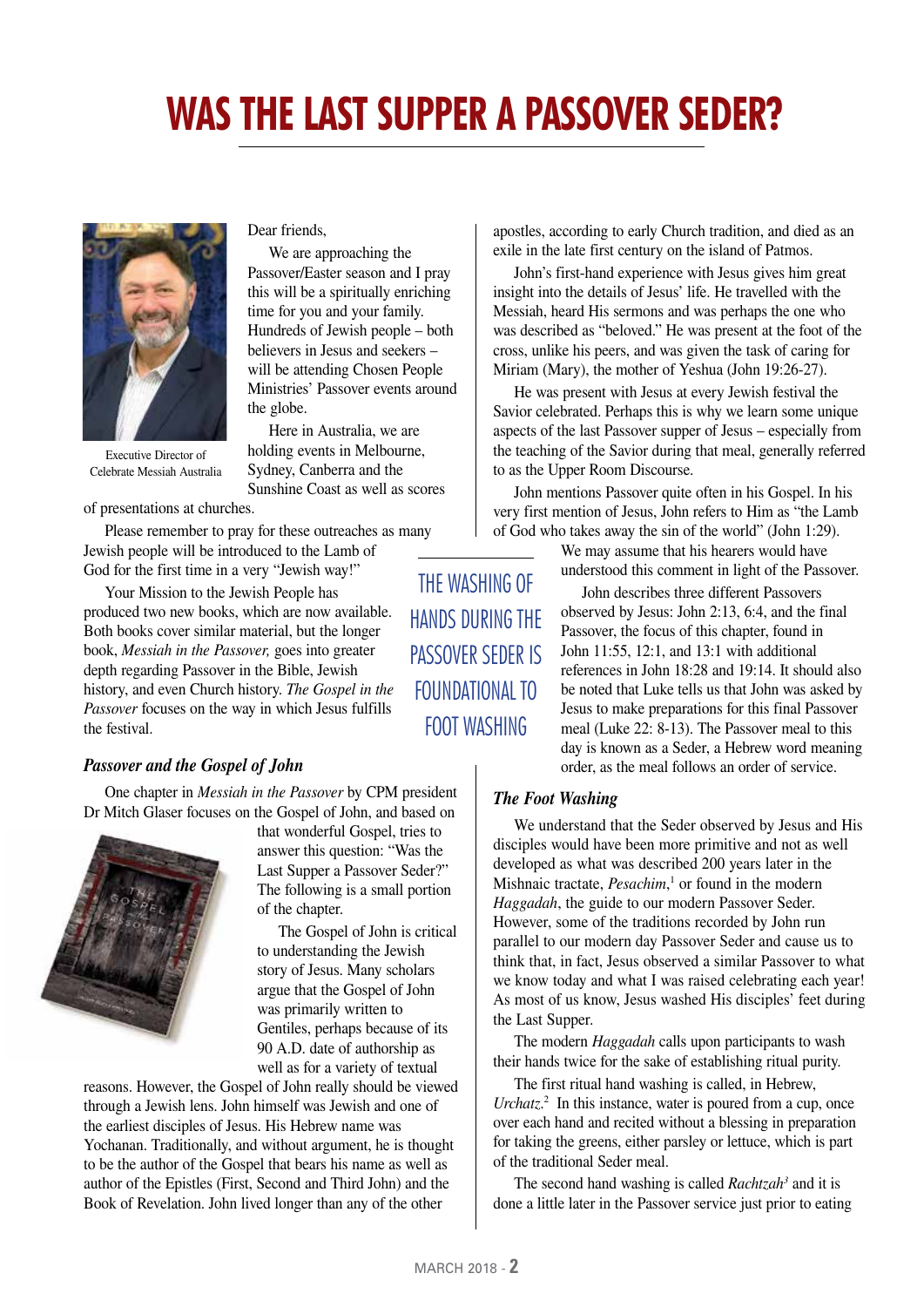# WAS THE LAST SUPPER A PASSOVER SEDER?

Executive Director of Celebrate Messiah Australia

Dear friends,

We are approaching the Passover/Easter season and I pray this will be a spiritually enriching time for you and your family. Hundreds of Jewish people – both believers in Jesus and seekers – will be attending Chosen People Ministries' Passover events around the globe.

Here in Australia, we are holding events in Melbourne, Sydney, Canberra and the Sunshine Coast as well as scores of presentations at churches.

Please remember to pray for these outreaches as many Jewish people will be introduced to the Lamb of God for the first time in a very "Jewish way!"

Your Mission to the Jewish People has produced two new books, which are now available. Both books cover similar material, but the longer book, *Messiah in the Passover,* goes into greater depth regarding Passover in the Bible, Jewish history, and even Church history. *The Gospel in the Passover* focuses on the way in which Jesus fulfills the festival.

### *Passover and the Gospel of John*

One chapter in *Messiah in the Passover* by CPM president Dr Mitch Glaser focuses on the Gospel of John, and based on that wonderful Gospel, tries to answer this question: "Was the Last Supper a Passover Seder?" The following is a small portion of the chapter.

The Gospel of John is critical to understanding the Jewish story of Jesus. Many scholars argue that the Gospel of John was primarily written to Gentiles, perhaps because of its 90 A.D. date of authorship as well as for a variety of textual reasons. However, the Gospel of John really should be viewed through a Jewish lens. John himself was Jewish and one of the earliest disciples of Jesus. His Hebrew name was Yochanan. Traditionally, and without argument, he is thought to be the author of the Gospel that bears his name as well as author of the Epistles (First, Second and Third John) and the Book of Revelation. John lived longer than any of the other apostles, according to early Church tradition, and died as an exile in the late first century on the island of Patmos.

John's first-hand experience with Jesus gives him great insight into the details of Jesus' life. He travelled with the Messiah, heard His sermons and was perhaps the one who was described as "beloved." He was present at the foot of the cross, unlike his peers, and was given the task of caring for Miriam (Mary), the mother of Yeshua (John 19:26-27).

He was present with Jesus at every Jewish festival the Savior celebrated. Perhaps this is why we learn some unique aspects of the last Passover supper of Jesus – especially from the teaching of the Savior during that meal, generally referred to as the Upper Room Discourse.

John mentions Passover quite often in his Gospel. In his very first mention of Jesus, John refers to Him as "the Lamb of God who takes away the sin of the world" (John 1:29). We may assume that his hearers would have understood this comment in light of the Passover.

> THE WASHING OF HANDS DURING THE PASSOVER SEDER IS FOUNDATIONAL TO FOOT WASHING

John describes three different Passovers observed by Jesus: John 2:13, 6:4, and the final Passover, the focus of this chapter, found in John 11:55, 12:1, and 13:1 with additional references in John 18:28 and 19:14. It should also be noted that Luke tells us that John was asked by Jesus to make preparations for this final Passover meal (Luke 22: 8-13). The Passover meal to this day is known as a Seder, a Hebrew word meaning order, as the meal follows an order of service.

### *The Foot Washing*

We understand that the Seder observed by Jesus and His disciples would have been more primitive and not as well developed as what was described 200 years later in the Mishnaic tractate, *Pesachim*,[1] or found in the modern *Haggadah*, the guide to our modern Passover Seder. However, some of the traditions recorded by John run parallel to our modern day Passover Seder and cause us to think that, in fact, Jesus observed a similar Passover to what we know today and what I was raised celebrating each year! As most of us know, Jesus washed His disciples' feet during the Last Supper.

The modern *Haggadah* calls upon participants to wash their hands twice for the sake of establishing ritual purity.

The first ritual hand washing is called, in Hebrew, *Urchatz*.[2] In this instance, water is poured from a cup, once over each hand and recited without a blessing in preparation for taking the greens, either parsley or lettuce, which is part of the traditional Seder meal.

The second hand washing is called *Rachtzah*[3] and it is done a little later in the Passover service just prior to eating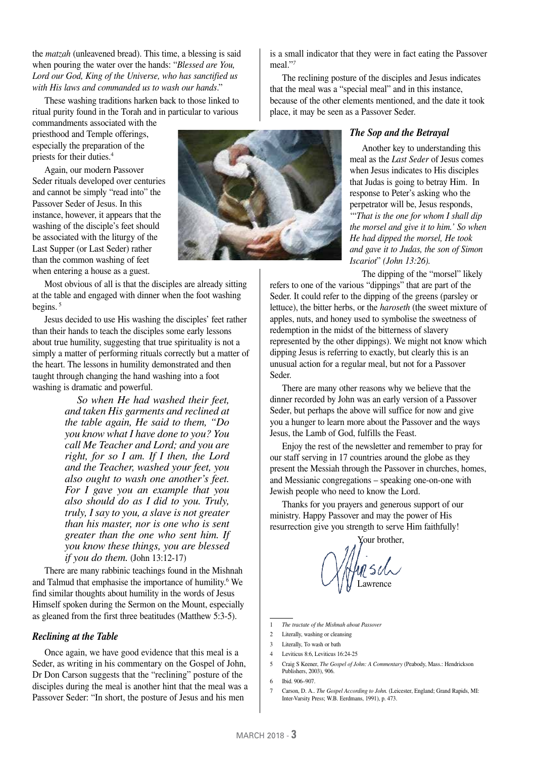the *matzah* (unleavened bread). This time, a blessing is said when pouring the water over the hands: "*Blessed are You, Lord our God, King of the Universe, who has sanctified us with His laws and commanded us to wash our hands*."

These washing traditions harken back to those linked to ritual purity found in the Torah and in particular to various commandments associated with the priesthood and Temple offerings, especially the preparation of the priests for their duties.[4]

Again, our modern Passover Seder rituals developed over centuries and cannot be simply "read into" the Passover Seder of Jesus. In this instance, however, it appears that the washing of the disciple's feet should be associated with the liturgy of the Last Supper (or Last Seder) rather than the common washing of feet when entering a house as a guest.

Most obvious of all is that the disciples are already sitting at the table and engaged with dinner when the foot washing begins.[5]

Jesus decided to use His washing the disciples' feet rather than their hands to teach the disciples some early lessons about true humility, suggesting that true spirituality is not a simply a matter of performing rituals correctly but a matter of the heart. The lessons in humility demonstrated and then taught through changing the hand washing into a foot washing is dramatic and powerful.

> *So when He had washed their feet, and taken His garments and reclined at the table again, He said to them, "Do you know what I have done to you? You call Me Teacher and Lord; and you are right, for so I am. If I then, the Lord and the Teacher, washed your feet, you also ought to wash one another's feet. For I gave you an example that you also should do as I did to you. Truly, truly, I say to you, a slave is not greater than his master, nor is one who is sent greater than the one who sent him. If you know these things, you are blessed if you do them.* (John 13:12-17)

There are many rabbinic teachings found in the Mishnah and Talmud that emphasise the importance of humility.[6] We find similar thoughts about humility in the words of Jesus Himself spoken during the Sermon on the Mount, especially as gleaned from the first three beatitudes (Matthew 5:3-5).

### *Reclining at the Table*

Once again, we have good evidence that this meal is a Seder, as writing in his commentary on the Gospel of John, Dr Don Carson suggests that the "reclining" posture of the disciples during the meal is another hint that the meal was a Passover Seder: "In short, the posture of Jesus and his men is a small indicator that they were in fact eating the Passover meal."[7]

The reclining posture of the disciples and Jesus indicates that the meal was a "special meal" and in this instance, because of the other elements mentioned, and the date it took place, it may be seen as a Passover Seder.

### *The Sop and the Betrayal*

Another key to understanding this meal as the *Last Seder* of Jesus comes when Jesus indicates to His disciples that Judas is going to betray Him. In response to Peter's asking who the perpetrator will be, Jesus responds, "*'That is the one for whom I shall dip the morsel and give it to him.' So when He had dipped the morsel, He took and gave it to Judas, the son of Simon Iscariot*" *(John 13:26).*

The dipping of the "morsel" likely refers to one of the various "dippings" that are part of the Seder. It could refer to the dipping of the greens (parsley or lettuce), the bitter herbs, or the *haroseth* (the sweet mixture of apples, nuts, and honey used to symbolise the sweetness of redemption in the midst of the bitterness of slavery represented by the other dippings). We might not know which dipping Jesus is referring to exactly, but clearly this is an unusual action for a regular meal, but not for a Passover Seder.

There are many other reasons why we believe that the dinner recorded by John was an early version of a Passover Seder, but perhaps the above will suffice for now and give you a hunger to learn more about the Passover and the ways Jesus, the Lamb of God, fulfills the Feast.

Enjoy the rest of the newsletter and remember to pray for our staff serving in 17 countries around the globe as they present the Messiah through the Passover in churches, homes, and Messianic congregations – speaking one-on-one with Jewish people who need to know the Lord.

Thanks for you prayers and generous support of our ministry. Happy Passover and may the power of His resurrection give you strength to serve Him faithfully!

Your brother,

Lawrence

---

1. *The tractate of the Mishnah about Passover*
2. Literally, washing or cleansing
3. Literally, To wash or bath
4. Leviticus 8:6, Leviticus 16:24-25
5. Craig S Keener, *The Gospel of John: A Commentary* (Peabody, Mass.: Hendrickson Publishers, 2003), 906.
6. Ibid. 906–907.
7. Carson, D. A.. *The Gospel According to John.* (Leicester, England; Grand Rapids, MI: Inter-Varsity Press; W.B. Eerdmans, 1991), p. 473.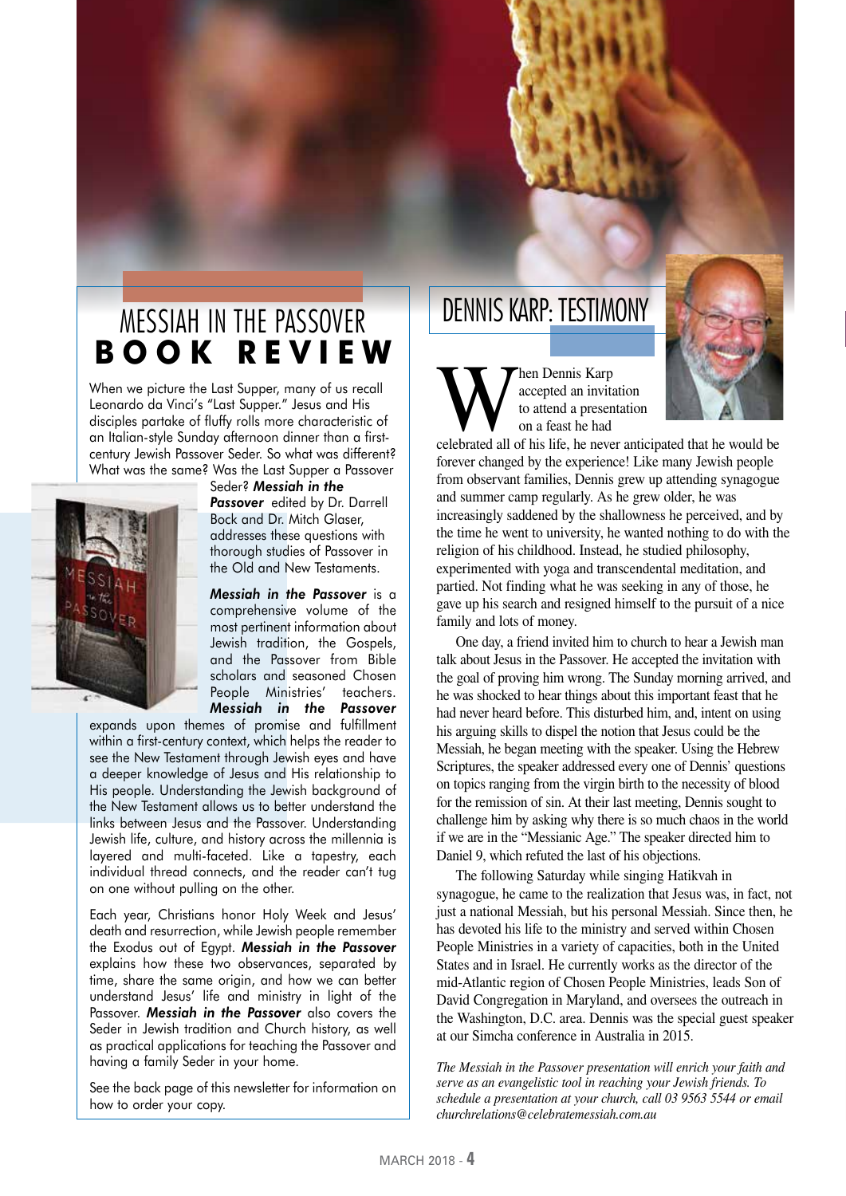# MESSIAH IN THE PASSOVER BOOK REVIEW

When we picture the Last Supper, many of us recall Leonardo da Vinci's "Last Supper." Jesus and His disciples partake of fluffy rolls more characteristic of an Italian-style Sunday afternoon dinner than a first-century Jewish Passover Seder. So what was different? What was the same? Was the Last Supper a Passover Seder? ***Messiah in the Passover*** edited by Dr. Darrell Bock and Dr. Mitch Glaser, addresses these questions with thorough studies of Passover in the Old and New Testaments.

***Messiah in the Passover*** is a comprehensive volume of the most pertinent information about Jewish tradition, the Gospels, and the Passover from Bible scholars and seasoned Chosen People Ministries' teachers. ***Messiah in the Passover*** expands upon themes of promise and fulfillment within a first-century context, which helps the reader to see the New Testament through Jewish eyes and have a deeper knowledge of Jesus and His relationship to His people. Understanding the Jewish background of the New Testament allows us to better understand the links between Jesus and the Passover. Understanding Jewish life, culture, and history across the millennia is layered and multi-faceted. Like a tapestry, each individual thread connects, and the reader can't tug on one without pulling on the other.

Each year, Christians honor Holy Week and Jesus' death and resurrection, while Jewish people remember the Exodus out of Egypt. ***Messiah in the Passover*** explains how these two observances, separated by time, share the same origin, and how we can better understand Jesus' life and ministry in light of the Passover. ***Messiah in the Passover*** also covers the Seder in Jewish tradition and Church history, as well as practical applications for teaching the Passover and having a family Seder in your home.

See the back page of this newsletter for information on how to order your copy.

# DENNIS KARP: TESTIMONY

When Dennis Karp accepted an invitation to attend a presentation on a feast he had celebrated all of his life, he never anticipated that he would be forever changed by the experience! Like many Jewish people from observant families, Dennis grew up attending synagogue and summer camp regularly. As he grew older, he was increasingly saddened by the shallowness he perceived, and by the time he went to university, he wanted nothing to do with the religion of his childhood. Instead, he studied philosophy, experimented with yoga and transcendental meditation, and partied. Not finding what he was seeking in any of those, he gave up his search and resigned himself to the pursuit of a nice family and lots of money.

One day, a friend invited him to church to hear a Jewish man talk about Jesus in the Passover. He accepted the invitation with the goal of proving him wrong. The Sunday morning arrived, and he was shocked to hear things about this important feast that he had never heard before. This disturbed him, and, intent on using his arguing skills to dispel the notion that Jesus could be the Messiah, he began meeting with the speaker. Using the Hebrew Scriptures, the speaker addressed every one of Dennis' questions on topics ranging from the virgin birth to the necessity of blood for the remission of sin. At their last meeting, Dennis sought to challenge him by asking why there is so much chaos in the world if we are in the "Messianic Age." The speaker directed him to Daniel 9, which refuted the last of his objections.

The following Saturday while singing Hatikvah in synagogue, he came to the realization that Jesus was, in fact, not just a national Messiah, but his personal Messiah. Since then, he has devoted his life to the ministry and served within Chosen People Ministries in a variety of capacities, both in the United States and in Israel. He currently works as the director of the mid-Atlantic region of Chosen People Ministries, leads Son of David Congregation in Maryland, and oversees the outreach in the Washington, D.C. area. Dennis was the special guest speaker at our Simcha conference in Australia in 2015.

*The Messiah in the Passover presentation will enrich your faith and serve as an evangelistic tool in reaching your Jewish friends. To schedule a presentation at your church, call 03 9563 5544 or email churchrelations@celebratemessiah.com.au*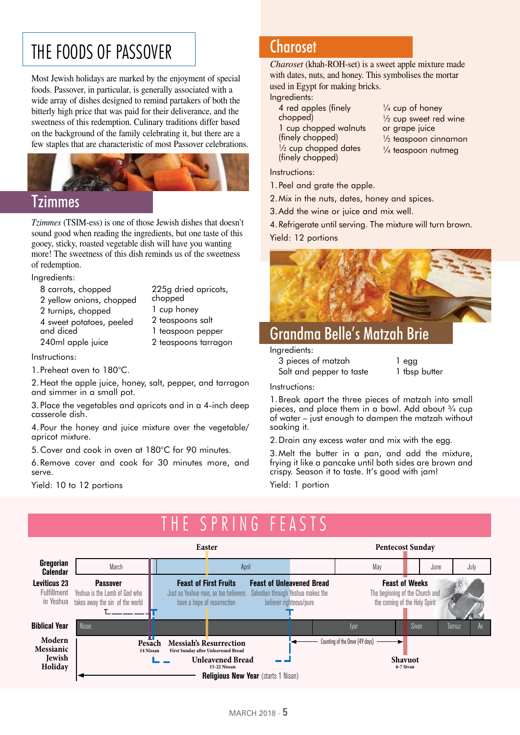# THE FOODS OF PASSOVER

Most Jewish holidays are marked by the enjoyment of special foods. Passover, in particular, is generally associated with a wide array of dishes designed to remind partakers of both the bitterly high price that was paid for their deliverance, and the sweetness of this redemption. Culinary traditions differ based on the background of the family celebrating it, but there are a few staples that are characteristic of most Passover celebrations.

## Tzimmes

*Tzimmes* (TSIM-ess) is one of those Jewish dishes that doesn't sound good when reading the ingredients, but one taste of this gooey, sticky, roasted vegetable dish will have you wanting more! The sweetness of this dish reminds us of the sweetness of redemption.

Ingredients:

- 8 carrots, chopped
- 2 yellow onions, chopped
- 2 turnips, chopped
- 4 sweet potatoes, peeled and diced
- 240ml apple juice
- 225g dried apricots, chopped
- 1 cup honey
- 2 teaspoons salt
- 1 teaspoon pepper
- 2 teaspoons tarragon

Instructions:

1. Preheat oven to 180°C.
2. Heat the apple juice, honey, salt, pepper, and tarragon and simmer in a small pot.
3. Place the vegetables and apricots and in a 4-inch deep casserole dish.
4. Pour the honey and juice mixture over the vegetable/apricot mixture.
5. Cover and cook in oven at 180°C for 90 minutes.
6. Remove cover and cook for 30 minutes more, and serve.

Yield: 10 to 12 portions

## Charoset

*Charoset* (khah-ROH-set) is a sweet apple mixture made with dates, nuts, and honey. This symbolises the mortar used in Egypt for making bricks.

Ingredients:

- 4 red apples (finely chopped)
- 1 cup chopped walnuts (finely chopped)
- ½ cup chopped dates (finely chopped)
- ¼ cup of honey
- ½ cup sweet red wine or grape juice
- ½ teaspoon cinnamon
- ¼ teaspoon nutmeg

Instructions:

1. Peel and grate the apple.
2. Mix in the nuts, dates, honey and spices.
3. Add the wine or juice and mix well.
4. Refrigerate until serving. The mixture will turn brown.

Yield: 12 portions

## Grandma Belle's Matzah Brie

Ingredients:

- 3 pieces of matzah
- Salt and pepper to taste
- 1 egg
- 1 tbsp butter

Instructions:

1. Break apart the three pieces of matzah into small pieces, and place them in a bowl. Add about ¾ cup of water – just enough to dampen the matzah without soaking it.
2. Drain any excess water and mix with the egg.
3. Melt the butter in a pan, and add the mixture, frying it like a pancake until both sides are brown and crispy. Season it to taste. It's good with jam!

Yield: 1 portion

# THE SPRING FEASTS

**Easter** — **Pentecost Sunday**

**Gregorian Calendar:** March | April | May | June | July

**Leviticus 23 Fulfillment in Yeshua:**

- **Passover** – Yeshua is the Lamb of God who takes away the sin of the world
- **Feast of First Fruits** – Just as Yeshua rose, so too believers have a hope of resurrection
- **Feast of Unleavened Bread** – Salvation through Yeshua makes the believer righteous/pure
- **Feast of Weeks** – The beginning of the Church and the coming of the Holy Spirit

**Biblical Year:** Nisan | Iyar | Sivan | Tamuz | Av

**Modern Messianic Jewish Holiday:**

- **Pesach** 14 Nissan
- **Messiah's Resurrection** First Sunday after Unleavened Bread
- **Unleavened Bread** 15-22 Nissan
- Counting of the Omer (49 days)
- **Shavuot** 6-7 Sivan
- **Religious New Year** (starts 1 Nisan)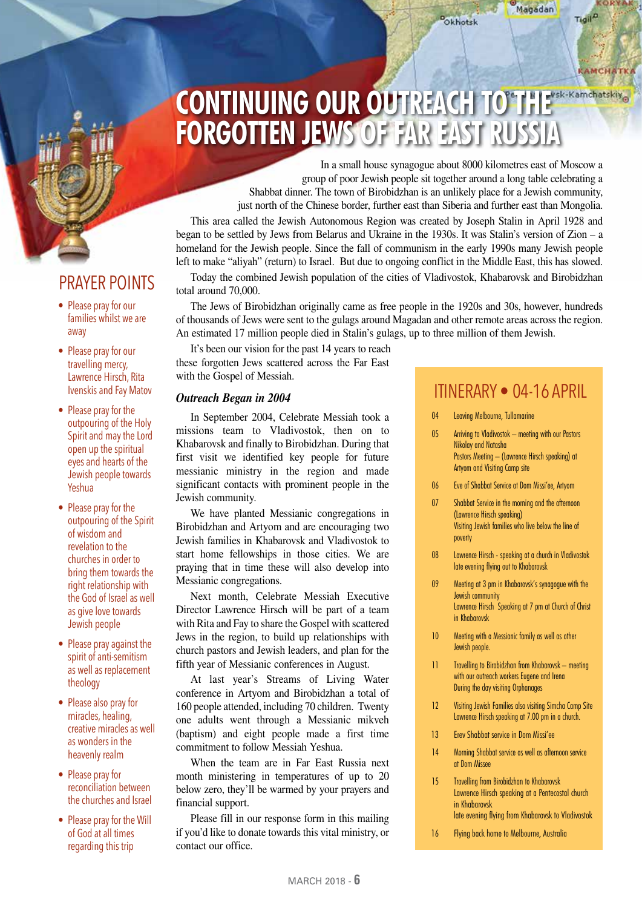# CONTINUING OUR OUTREACH TO THE FORGOTTEN JEWS OF FAR EAST RUSSIA

In a small house synagogue about 8000 kilometres east of Moscow a group of poor Jewish people sit together around a long table celebrating a Shabbat dinner. The town of Birobidzhan is an unlikely place for a Jewish community, just north of the Chinese border, further east than Siberia and further east than Mongolia.

This area called the Jewish Autonomous Region was created by Joseph Stalin in April 1928 and began to be settled by Jews from Belarus and Ukraine in the 1930s. It was Stalin's version of Zion – a homeland for the Jewish people. Since the fall of communism in the early 1990s many Jewish people left to make "aliyah" (return) to Israel. But due to ongoing conflict in the Middle East, this has slowed.

Today the combined Jewish population of the cities of Vladivostok, Khabarovsk and Birobidzhan total around 70,000.

The Jews of Birobidzhan originally came as free people in the 1920s and 30s, however, hundreds of thousands of Jews were sent to the gulags around Magadan and other remote areas across the region. An estimated 17 million people died in Stalin's gulags, up to three million of them Jewish.

It's been our vision for the past 14 years to reach these forgotten Jews scattered across the Far East with the Gospel of Messiah.

### *Outreach Began in 2004*

In September 2004, Celebrate Messiah took a missions team to Vladivostok, then on to Khabarovsk and finally to Birobidzhan. During that first visit we identified key people for future messianic ministry in the region and made significant contacts with prominent people in the Jewish community.

We have planted Messianic congregations in Birobidzhan and Artyom and are encouraging two Jewish families in Khabarovsk and Vladivostok to start home fellowships in those cities. We are praying that in time these will also develop into Messianic congregations.

Next month, Celebrate Messiah Executive Director Lawrence Hirsch will be part of a team with Rita and Fay to share the Gospel with scattered Jews in the region, to build up relationships with church pastors and Jewish leaders, and plan for the fifth year of Messianic conferences in August.

At last year's Streams of Living Water conference in Artyom and Birobidzhan a total of 160 people attended, including 70 children. Twenty one adults went through a Messianic mikveh (baptism) and eight people made a first time commitment to follow Messiah Yeshua.

When the team are in Far East Russia next month ministering in temperatures of up to 20 below zero, they'll be warmed by your prayers and financial support.

Please fill in our response form in this mailing if you'd like to donate towards this vital ministry, or contact our office.

## PRAYER POINTS

- Please pray for our families whilst we are away
- Please pray for our travelling mercy, Lawrence Hirsch, Rita Ivenskis and Fay Matov
- Please pray for the outpouring of the Holy Spirit and may the Lord open up the spiritual eyes and hearts of the Jewish people towards Yeshua
- Please pray for the outpouring of the Spirit of wisdom and revelation to the churches in order to bring them towards the right relationship with the God of Israel as well as give love towards Jewish people
- Please pray against the spirit of anti-semitism as well as replacement theology
- Please also pray for miracles, healing, creative miracles as well as wonders in the heavenly realm
- Please pray for reconciliation between the churches and Israel
- Please pray for the Will of God at all times regarding this trip

## ITINERARY • 04-16 APRIL

| | |
|---|---|
| 04 | Leaving Melbourne, Tullamarine |
| 05 | Arriving to Vladivostok – meeting with our Pastors Nikolay and Natasha<br>Pastors Meeting – (Lawrence Hirsch speaking) at Artyom and Visiting Camp site |
| 06 | Eve of Shabbat Service at Dom Missi'ee, Artyom |
| 07 | Shabbat Service in the morning and the afternoon (Lawrence Hirsch speaking)<br>Visiting Jewish families who live below the line of poverty |
| 08 | Lawrence Hirsch - speaking at a church in Vladivostok<br>late evening flying out to Khabarovsk |
| 09 | Meeting at 3 pm in Khabarovsk's synagogue with the Jewish community<br>Lawrence Hirsch Speaking at 7 pm at Church of Christ in Khabarovsk |
| 10 | Meeting with a Messianic family as well as other Jewish people. |
| 11 | Travelling to Birobidzhan from Khabarovsk – meeting with our outreach workers Eugene and Irena<br>During the day visiting Orphanages |
| 12 | Visiting Jewish Families also visiting Simcha Camp Site<br>Lawrence Hirsch speaking at 7.00 pm in a church. |
| 13 | Erev Shabbat service in Dom Missi'ee |
| 14 | Morning Shabbat service as well as afternoon service at Dom Missee |
| 15 | Travelling from Birobidzhan to Khabarovsk<br>Lawrence Hirsch speaking at a Pentecostal church in Khabarovsk<br>late evening flying from Khabarovsk to Vladivostok |
| 16 | Flying back home to Melbourne, Australia |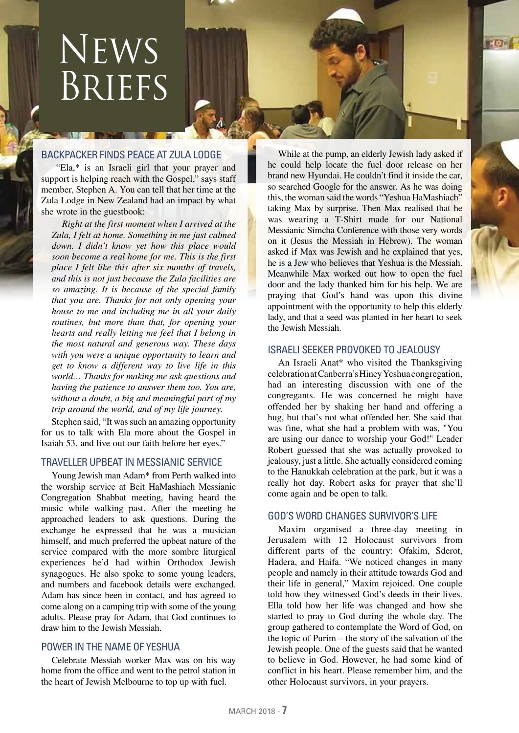# News Briefs

## BACKPACKER FINDS PEACE AT ZULA LODGE

"Ela,* is an Israeli girl that your prayer and support is helping reach with the Gospel," says staff member, Stephen A. You can tell that her time at the Zula Lodge in New Zealand had an impact by what she wrote in the guestbook:

*Right at the first moment when I arrived at the Zula, I felt at home. Something in me just calmed down. I didn't know yet how this place would soon become a real home for me. This is the first place I felt like this after six months of travels, and this is not just because the Zula facilities are so amazing. It is because of the special family that you are. Thanks for not only opening your house to me and including me in all your daily routines, but more than that, for opening your hearts and really letting me feel that I belong in the most natural and generous way. These days with you were a unique opportunity to learn and get to know a different way to live life in this world… Thanks for making me ask questions and having the patience to answer them too. You are, without a doubt, a big and meaningful part of my trip around the world, and of my life journey.*

Stephen said, "It was such an amazing opportunity for us to talk with Ela more about the Gospel in Isaiah 53, and live out our faith before her eyes."

## TRAVELLER UPBEAT IN MESSIANIC SERVICE

Young Jewish man Adam* from Perth walked into the worship service at Beit HaMashiach Messianic Congregation Shabbat meeting, having heard the music while walking past. After the meeting he approached leaders to ask questions. During the exchange he expressed that he was a musician himself, and much preferred the upbeat nature of the service compared with the more sombre liturgical experiences he'd had within Orthodox Jewish synagogues. He also spoke to some young leaders, and numbers and facebook details were exchanged. Adam has since been in contact, and has agreed to come along on a camping trip with some of the young adults. Please pray for Adam, that God continues to draw him to the Jewish Messiah.

## POWER IN THE NAME OF YESHUA

Celebrate Messiah worker Max was on his way home from the office and went to the petrol station in the heart of Jewish Melbourne to top up with fuel.

While at the pump, an elderly Jewish lady asked if he could help locate the fuel door release on her brand new Hyundai. He couldn't find it inside the car, so searched Google for the answer. As he was doing this, the woman said the words "Yeshua HaMashiach" taking Max by surprise. Then Max realised that he was wearing a T-Shirt made for our National Messianic Simcha Conference with those very words on it (Jesus the Messiah in Hebrew). The woman asked if Max was Jewish and he explained that yes, he is a Jew who believes that Yeshua is the Messiah. Meanwhile Max worked out how to open the fuel door and the lady thanked him for his help. We are praying that God's hand was upon this divine appointment with the opportunity to help this elderly lady, and that a seed was planted in her heart to seek the Jewish Messiah.

## ISRAELI SEEKER PROVOKED TO JEALOUSY

An Israeli Anat* who visited the Thanksgiving celebration at Canberra's Hiney Yeshua congregation, had an interesting discussion with one of the congregants. He was concerned he might have offended her by shaking her hand and offering a hug, but that's not what offended her. She said that was fine, what she had a problem with was, "You are using our dance to worship your God!" Leader Robert guessed that she was actually provoked to jealousy, just a little. She actually considered coming to the Hanukkah celebration at the park, but it was a really hot day. Robert asks for prayer that she'll come again and be open to talk.

## GOD'S WORD CHANGES SURVIVOR'S LIFE

Maxim organised a three-day meeting in Jerusalem with 12 Holocaust survivors from different parts of the country: Ofakim, Sderot, Hadera, and Haifa. "We noticed changes in many people and namely in their attitude towards God and their life in general," Maxim rejoiced. One couple told how they witnessed God's deeds in their lives. Ella told how her life was changed and how she started to pray to God during the whole day. The group gathered to contemplate the Word of God, on the topic of Purim – the story of the salvation of the Jewish people. One of the guests said that he wanted to believe in God. However, he had some kind of conflict in his heart. Please remember him, and the other Holocaust survivors, in your prayers.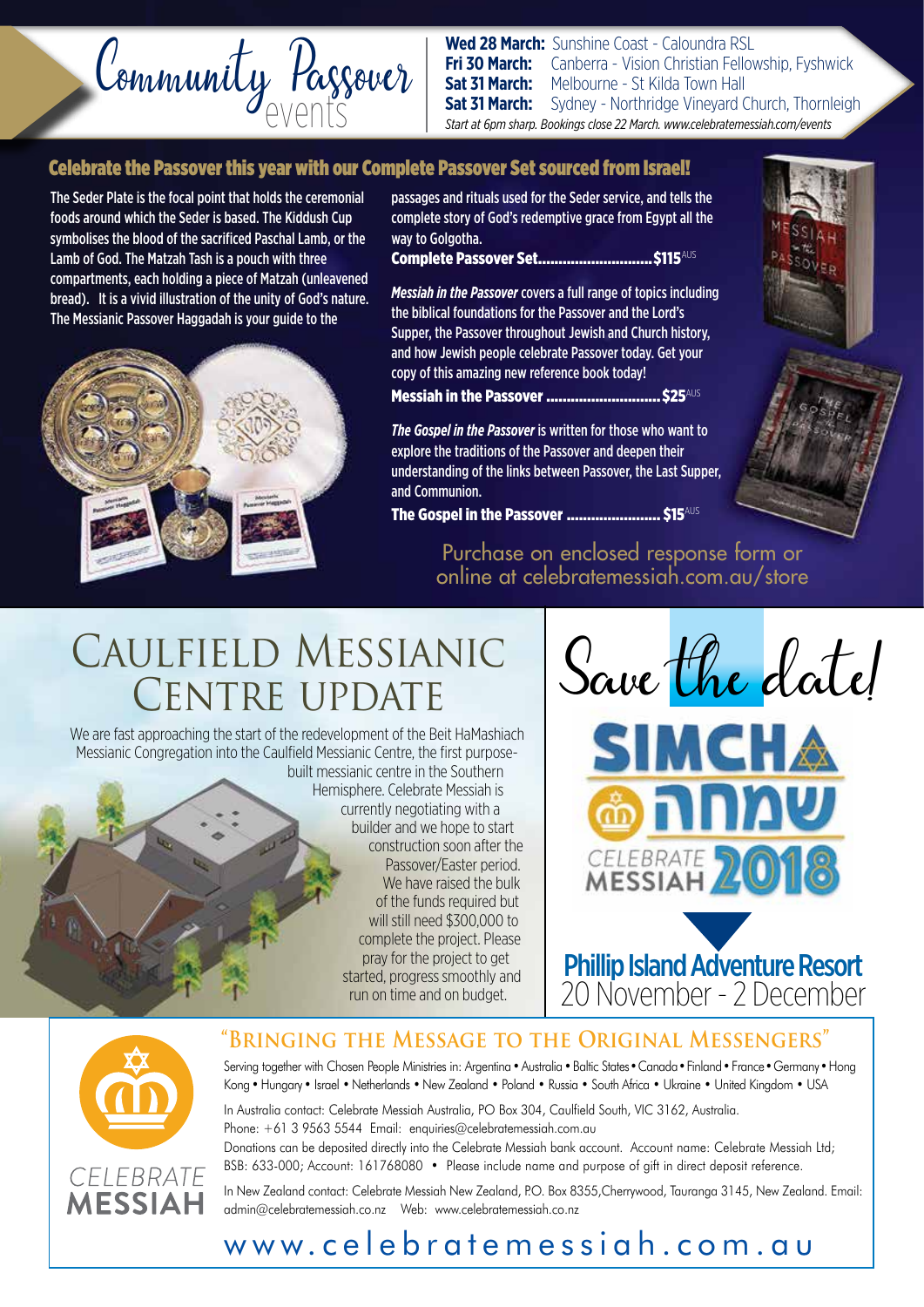# Community Passover events

**Wed 28 March:** Sunshine Coast - Caloundra RSL
**Fri 30 March:** Canberra - Vision Christian Fellowship, Fyshwick
**Sat 31 March:** Melbourne - St Kilda Town Hall
**Sat 31 March:** Sydney - Northridge Vineyard Church, Thornleigh

*Start at 6pm sharp. Bookings close 22 March. www.celebratemessiah.com/events*

## Celebrate the Passover this year with our Complete Passover Set sourced from Israel!

The Seder Plate is the focal point that holds the ceremonial foods around which the Seder is based. The Kiddush Cup symbolises the blood of the sacrificed Paschal Lamb, or the Lamb of God. The Matzah Tash is a pouch with three compartments, each holding a piece of Matzah (unleavened bread). It is a vivid illustration of the unity of God's nature. The Messianic Passover Haggadah is your guide to the passages and rituals used for the Seder service, and tells the complete story of God's redemptive grace from Egypt all the way to Golgotha.

**Complete Passover Set............................$115** AUS

*Messiah in the Passover* covers a full range of topics including the biblical foundations for the Passover and the Lord's Supper, the Passover throughout Jewish and Church history, and how Jewish people celebrate Passover today. Get your copy of this amazing new reference book today!

**Messiah in the Passover ............................$25** AUS

*The Gospel in the Passover* is written for those who want to explore the traditions of the Passover and deepen their understanding of the links between Passover, the Last Supper, and Communion.

**The Gospel in the Passover ........................ $15** AUS

Purchase on enclosed response form or online at celebratemessiah.com.au/store

# Caulfield Messianic Centre update

We are fast approaching the start of the redevelopment of the Beit HaMashiach Messianic Congregation into the Caulfield Messianic Centre, the first purpose-built messianic centre in the Southern Hemisphere. Celebrate Messiah is currently negotiating with a builder and we hope to start construction soon after the Passover/Easter period. We have raised the bulk of the funds required but will still need $300,000 to complete the project. Please pray for the project to get started, progress smoothly and run on time and on budget.

# Save the date!

SIMCHA שמחה CELEBRATE MESSIAH 2018

**Phillip Island Adventure Resort**
20 November - 2 December

## "Bringing the Message to the Original Messengers"

Serving together with Chosen People Ministries in: Argentina • Australia • Baltic States • Canada • Finland • France • Germany • Hong Kong • Hungary • Israel • Netherlands • New Zealand • Poland • Russia • South Africa • Ukraine • United Kingdom • USA

In Australia contact: Celebrate Messiah Australia, PO Box 304, Caulfield South, VIC 3162, Australia.
Phone: +61 3 9563 5544 Email: enquiries@celebratemessiah.com.au
Donations can be deposited directly into the Celebrate Messiah bank account. Account name: Celebrate Messiah Ltd; BSB: 633-000; Account: 161768080 • Please include name and purpose of gift in direct deposit reference.

In New Zealand contact: Celebrate Messiah New Zealand, P.O. Box 8355,Cherrywood, Tauranga 3145, New Zealand. Email: admin@celebratemessiah.co.nz Web: www.celebratemessiah.co.nz

CELEBRATE MESSIAH

www.celebratemessiah.com.au